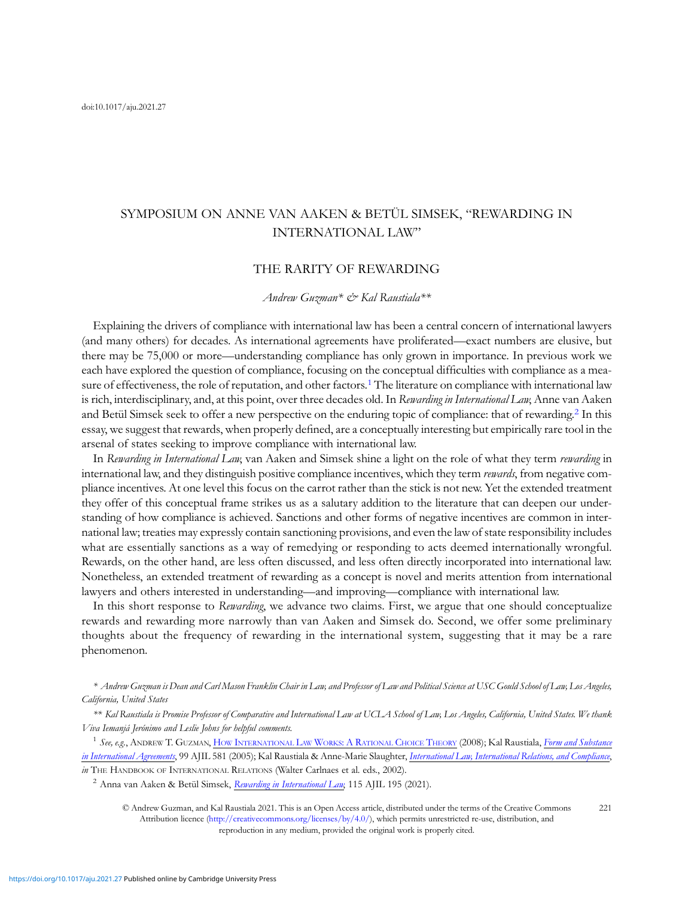doi:10.1017/aju.2021.27

## SYMPOSIUM ON ANNE VAN AAKEN & BETÜL SIMSEK, "REWARDING IN INTERNATIONAL LAW"

# THE RARITY OF REWARDING

*Andrew Guzman\* & Kal Raustiala\*\**

Explaining the drivers of compliance with international law has been a central concern of international lawyers (and many others) for decades. As international agreements have proliferated—exact numbers are elusive, but there may be 75,000 or more—understanding compliance has only grown in importance. In previous work we each have explored the question of compliance, focusing on the conceptual difficulties with compliance as a measure of effectiveness, the role of reputation, and other factors.[1] The literature on compliance with international law is rich, interdisciplinary, and, at this point, over three decades old. In *Rewarding in International Law*, Anne van Aaken and Betül Simsek seek to offer a new perspective on the enduring topic of compliance: that of rewarding.[2] In this essay, we suggest that rewards, when properly defined, are a conceptually interesting but empirically rare tool in the arsenal of states seeking to improve compliance with international law.

In *Rewarding in International Law*, van Aaken and Simsek shine a light on the role of what they term *rewarding* in international law, and they distinguish positive compliance incentives, which they term *rewards*, from negative compliance incentives. At one level this focus on the carrot rather than the stick is not new. Yet the extended treatment they offer of this conceptual frame strikes us as a salutary addition to the literature that can deepen our understanding of how compliance is achieved. Sanctions and other forms of negative incentives are common in international law; treaties may expressly contain sanctioning provisions, and even the law of state responsibility includes what are essentially sanctions as a way of remedying or responding to acts deemed internationally wrongful. Rewards, on the other hand, are less often discussed, and less often directly incorporated into international law. Nonetheless, an extended treatment of rewarding as a concept is novel and merits attention from international lawyers and others interested in understanding—and improving—compliance with international law.

In this short response to *Rewarding*, we advance two claims. First, we argue that one should conceptualize rewards and rewarding more narrowly than van Aaken and Simsek do. Second, we offer some preliminary thoughts about the frequency of rewarding in the international system, suggesting that it may be a rare phenomenon.

\* *Andrew Guzman is Dean and Carl Mason Franklin Chair in Law, and Professor of Law and Political Science at USC Gould School of Law, Los Angeles, California, United States*

\*\* *Kal Raustiala is Promise Professor of Comparative and International Law at UCLA School of Law, Los Angeles, California, United States. We thank Viva Iemanjá Jerónimo and Leslie Johns for helpful comments.*

[1] *See, e.g.*, Andrew T. Guzman, How International Law Works: A Rational Choice Theory (2008); Kal Raustiala, *Form and Substance in International Agreements*, 99 AJIL 581 (2005); Kal Raustiala & Anne-Marie Slaughter, *International Law, International Relations, and Compliance*, *in* The Handbook of International Relations (Walter Carlnaes et al. eds., 2002).

[2] Anna van Aaken & Betül Simsek, *Rewarding in International Law*, 115 AJIL 195 (2021).

© Andrew Guzman, and Kal Raustiala 2021. This is an Open Access article, distributed under the terms of the Creative Commons Attribution licence (http://creativecommons.org/licenses/by/4.0/), which permits unrestricted re-use, distribution, and reproduction in any medium, provided the original work is properly cited.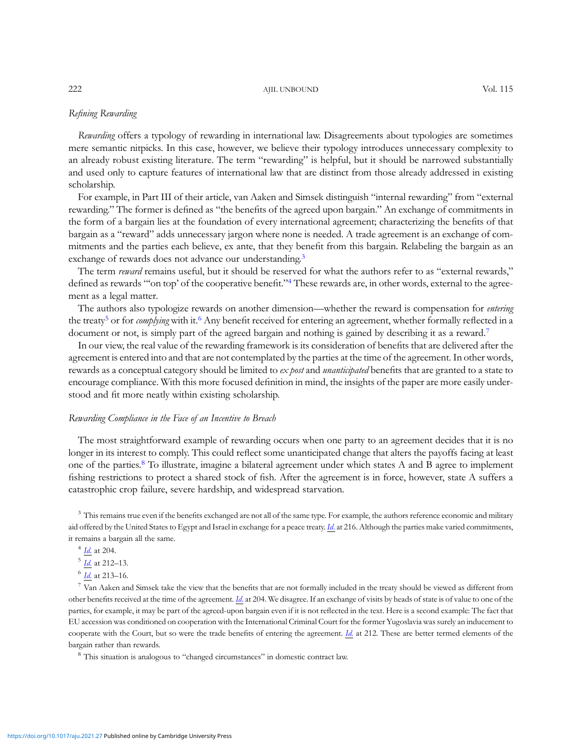### *Refining Rewarding*

*Rewarding* offers a typology of rewarding in international law. Disagreements about typologies are sometimes mere semantic nitpicks. In this case, however, we believe their typology introduces unnecessary complexity to an already robust existing literature. The term "rewarding" is helpful, but it should be narrowed substantially and used only to capture features of international law that are distinct from those already addressed in existing scholarship.

For example, in Part III of their article, van Aaken and Simsek distinguish "internal rewarding" from "external rewarding." The former is defined as "the benefits of the agreed upon bargain." An exchange of commitments in the form of a bargain lies at the foundation of every international agreement; characterizing the benefits of that bargain as a "reward" adds unnecessary jargon where none is needed. A trade agreement is an exchange of commitments and the parties each believe, ex ante, that they benefit from this bargain. Relabeling the bargain as an exchange of rewards does not advance our understanding.[3]

The term *reward* remains useful, but it should be reserved for what the authors refer to as "external rewards," defined as rewards "'on top' of the cooperative benefit."[4] These rewards are, in other words, external to the agreement as a legal matter.

The authors also typologize rewards on another dimension—whether the reward is compensation for *entering* the treaty[5] or for *complying* with it.[6] Any benefit received for entering an agreement, whether formally reflected in a document or not, is simply part of the agreed bargain and nothing is gained by describing it as a reward.[7]

In our view, the real value of the rewarding framework is its consideration of benefits that are delivered after the agreement is entered into and that are not contemplated by the parties at the time of the agreement. In other words, rewards as a conceptual category should be limited to *ex post* and *unanticipated* benefits that are granted to a state to encourage compliance. With this more focused definition in mind, the insights of the paper are more easily understood and fit more neatly within existing scholarship.

### *Rewarding Compliance in the Face of an Incentive to Breach*

The most straightforward example of rewarding occurs when one party to an agreement decides that it is no longer in its interest to comply. This could reflect some unanticipated change that alters the payoffs facing at least one of the parties.[8] To illustrate, imagine a bilateral agreement under which states A and B agree to implement fishing restrictions to protect a shared stock of fish. After the agreement is in force, however, state A suffers a catastrophic crop failure, severe hardship, and widespread starvation.

[3] This remains true even if the benefits exchanged are not all of the same type. For example, the authors reference economic and military aid offered by the United States to Egypt and Israel in exchange for a peace treaty. *Id.* at 216. Although the parties make varied commitments, it remains a bargain all the same.

[4] *Id.* at 204.

[5] *Id.* at 212–13.

[6] *Id.* at 213–16.

[7] Van Aaken and Simsek take the view that the benefits that are not formally included in the treaty should be viewed as different from other benefits received at the time of the agreement. *Id.* at 204. We disagree. If an exchange of visits by heads of state is of value to one of the parties, for example, it may be part of the agreed-upon bargain even if it is not reflected in the text. Here is a second example: The fact that EU accession was conditioned on cooperation with the International Criminal Court for the former Yugoslavia was surely an inducement to cooperate with the Court, but so were the trade benefits of entering the agreement. *Id.* at 212. These are better termed elements of the bargain rather than rewards.

[8] This situation is analogous to "changed circumstances" in domestic contract law.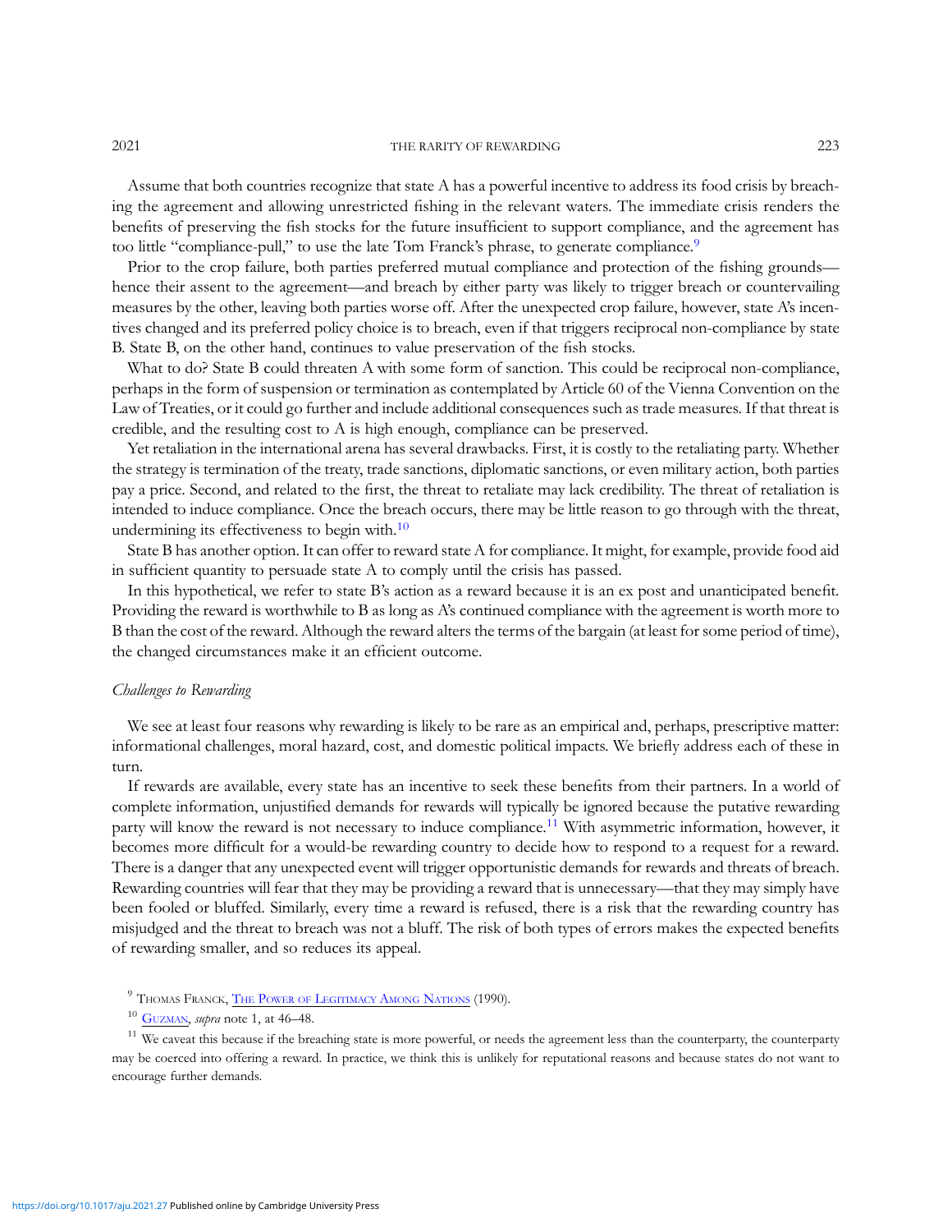Assume that both countries recognize that state A has a powerful incentive to address its food crisis by breaching the agreement and allowing unrestricted fishing in the relevant waters. The immediate crisis renders the benefits of preserving the fish stocks for the future insufficient to support compliance, and the agreement has too little "compliance-pull," to use the late Tom Franck's phrase, to generate compliance.[9]

Prior to the crop failure, both parties preferred mutual compliance and protection of the fishing grounds—hence their assent to the agreement—and breach by either party was likely to trigger breach or countervailing measures by the other, leaving both parties worse off. After the unexpected crop failure, however, state A's incentives changed and its preferred policy choice is to breach, even if that triggers reciprocal non-compliance by state B. State B, on the other hand, continues to value preservation of the fish stocks.

What to do? State B could threaten A with some form of sanction. This could be reciprocal non-compliance, perhaps in the form of suspension or termination as contemplated by Article 60 of the Vienna Convention on the Law of Treaties, or it could go further and include additional consequences such as trade measures. If that threat is credible, and the resulting cost to A is high enough, compliance can be preserved.

Yet retaliation in the international arena has several drawbacks. First, it is costly to the retaliating party. Whether the strategy is termination of the treaty, trade sanctions, diplomatic sanctions, or even military action, both parties pay a price. Second, and related to the first, the threat to retaliate may lack credibility. The threat of retaliation is intended to induce compliance. Once the breach occurs, there may be little reason to go through with the threat, undermining its effectiveness to begin with.[10]

State B has another option. It can offer to reward state A for compliance. It might, for example, provide food aid in sufficient quantity to persuade state A to comply until the crisis has passed.

In this hypothetical, we refer to state B's action as a reward because it is an ex post and unanticipated benefit. Providing the reward is worthwhile to B as long as A's continued compliance with the agreement is worth more to B than the cost of the reward. Although the reward alters the terms of the bargain (at least for some period of time), the changed circumstances make it an efficient outcome.

### *Challenges to Rewarding*

We see at least four reasons why rewarding is likely to be rare as an empirical and, perhaps, prescriptive matter: informational challenges, moral hazard, cost, and domestic political impacts. We briefly address each of these in turn.

If rewards are available, every state has an incentive to seek these benefits from their partners. In a world of complete information, unjustified demands for rewards will typically be ignored because the putative rewarding party will know the reward is not necessary to induce compliance.[11] With asymmetric information, however, it becomes more difficult for a would-be rewarding country to decide how to respond to a request for a reward. There is a danger that any unexpected event will trigger opportunistic demands for rewards and threats of breach. Rewarding countries will fear that they may be providing a reward that is unnecessary—that they may simply have been fooled or bluffed. Similarly, every time a reward is refused, there is a risk that the rewarding country has misjudged and the threat to breach was not a bluff. The risk of both types of errors makes the expected benefits of rewarding smaller, and so reduces its appeal.

---

[9] Thomas Franck, The Power of Legitimacy Among Nations (1990).

[10] Guzman, *supra* note 1, at 46–48.

[11] We caveat this because if the breaching state is more powerful, or needs the agreement less than the counterparty, the counterparty may be coerced into offering a reward. In practice, we think this is unlikely for reputational reasons and because states do not want to encourage further demands.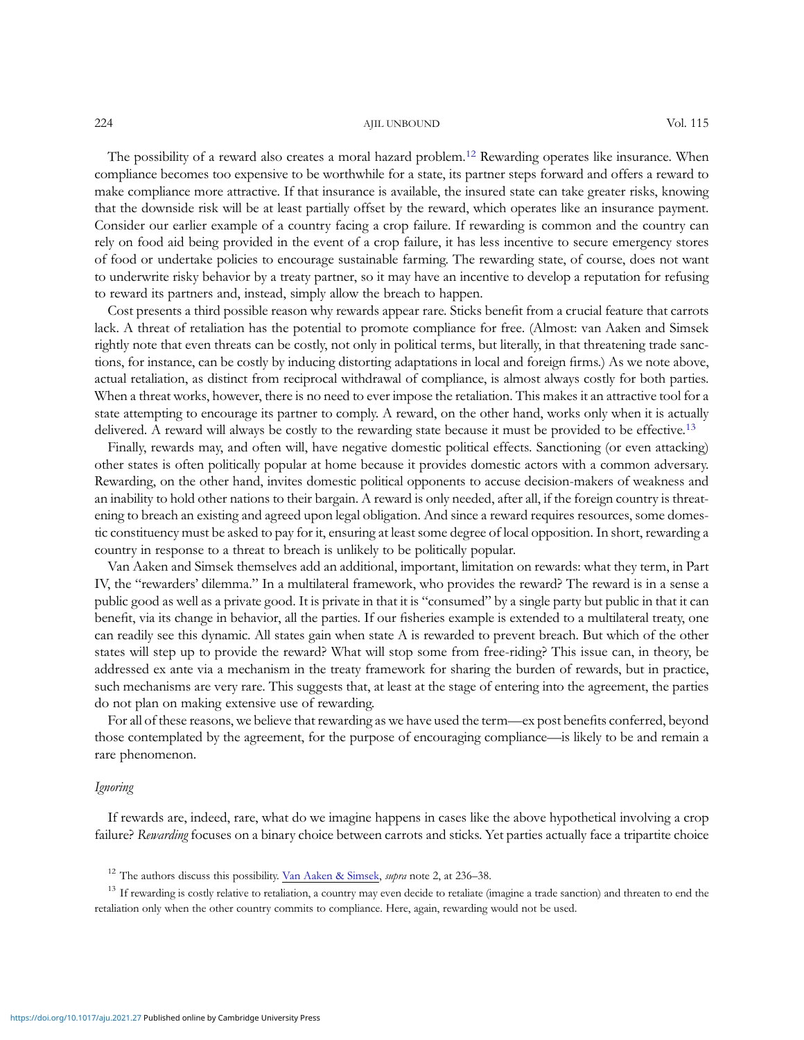The possibility of a reward also creates a moral hazard problem.[12] Rewarding operates like insurance. When compliance becomes too expensive to be worthwhile for a state, its partner steps forward and offers a reward to make compliance more attractive. If that insurance is available, the insured state can take greater risks, knowing that the downside risk will be at least partially offset by the reward, which operates like an insurance payment. Consider our earlier example of a country facing a crop failure. If rewarding is common and the country can rely on food aid being provided in the event of a crop failure, it has less incentive to secure emergency stores of food or undertake policies to encourage sustainable farming. The rewarding state, of course, does not want to underwrite risky behavior by a treaty partner, so it may have an incentive to develop a reputation for refusing to reward its partners and, instead, simply allow the breach to happen.

Cost presents a third possible reason why rewards appear rare. Sticks benefit from a crucial feature that carrots lack. A threat of retaliation has the potential to promote compliance for free. (Almost: van Aaken and Simsek rightly note that even threats can be costly, not only in political terms, but literally, in that threatening trade sanctions, for instance, can be costly by inducing distorting adaptations in local and foreign firms.) As we note above, actual retaliation, as distinct from reciprocal withdrawal of compliance, is almost always costly for both parties. When a threat works, however, there is no need to ever impose the retaliation. This makes it an attractive tool for a state attempting to encourage its partner to comply. A reward, on the other hand, works only when it is actually delivered. A reward will always be costly to the rewarding state because it must be provided to be effective.[13]

Finally, rewards may, and often will, have negative domestic political effects. Sanctioning (or even attacking) other states is often politically popular at home because it provides domestic actors with a common adversary. Rewarding, on the other hand, invites domestic political opponents to accuse decision-makers of weakness and an inability to hold other nations to their bargain. A reward is only needed, after all, if the foreign country is threatening to breach an existing and agreed upon legal obligation. And since a reward requires resources, some domestic constituency must be asked to pay for it, ensuring at least some degree of local opposition. In short, rewarding a country in response to a threat to breach is unlikely to be politically popular.

Van Aaken and Simsek themselves add an additional, important, limitation on rewards: what they term, in Part IV, the "rewarders' dilemma." In a multilateral framework, who provides the reward? The reward is in a sense a public good as well as a private good. It is private in that it is "consumed" by a single party but public in that it can benefit, via its change in behavior, all the parties. If our fisheries example is extended to a multilateral treaty, one can readily see this dynamic. All states gain when state A is rewarded to prevent breach. But which of the other states will step up to provide the reward? What will stop some from free-riding? This issue can, in theory, be addressed ex ante via a mechanism in the treaty framework for sharing the burden of rewards, but in practice, such mechanisms are very rare. This suggests that, at least at the stage of entering into the agreement, the parties do not plan on making extensive use of rewarding.

For all of these reasons, we believe that rewarding as we have used the term—ex post benefits conferred, beyond those contemplated by the agreement, for the purpose of encouraging compliance—is likely to be and remain a rare phenomenon.

*Ignoring*

If rewards are, indeed, rare, what do we imagine happens in cases like the above hypothetical involving a crop failure? *Rewarding* focuses on a binary choice between carrots and sticks. Yet parties actually face a tripartite choice

[12] The authors discuss this possibility. Van Aaken & Simsek, *supra* note 2, at 236–38.

[13] If rewarding is costly relative to retaliation, a country may even decide to retaliate (imagine a trade sanction) and threaten to end the retaliation only when the other country commits to compliance. Here, again, rewarding would not be used.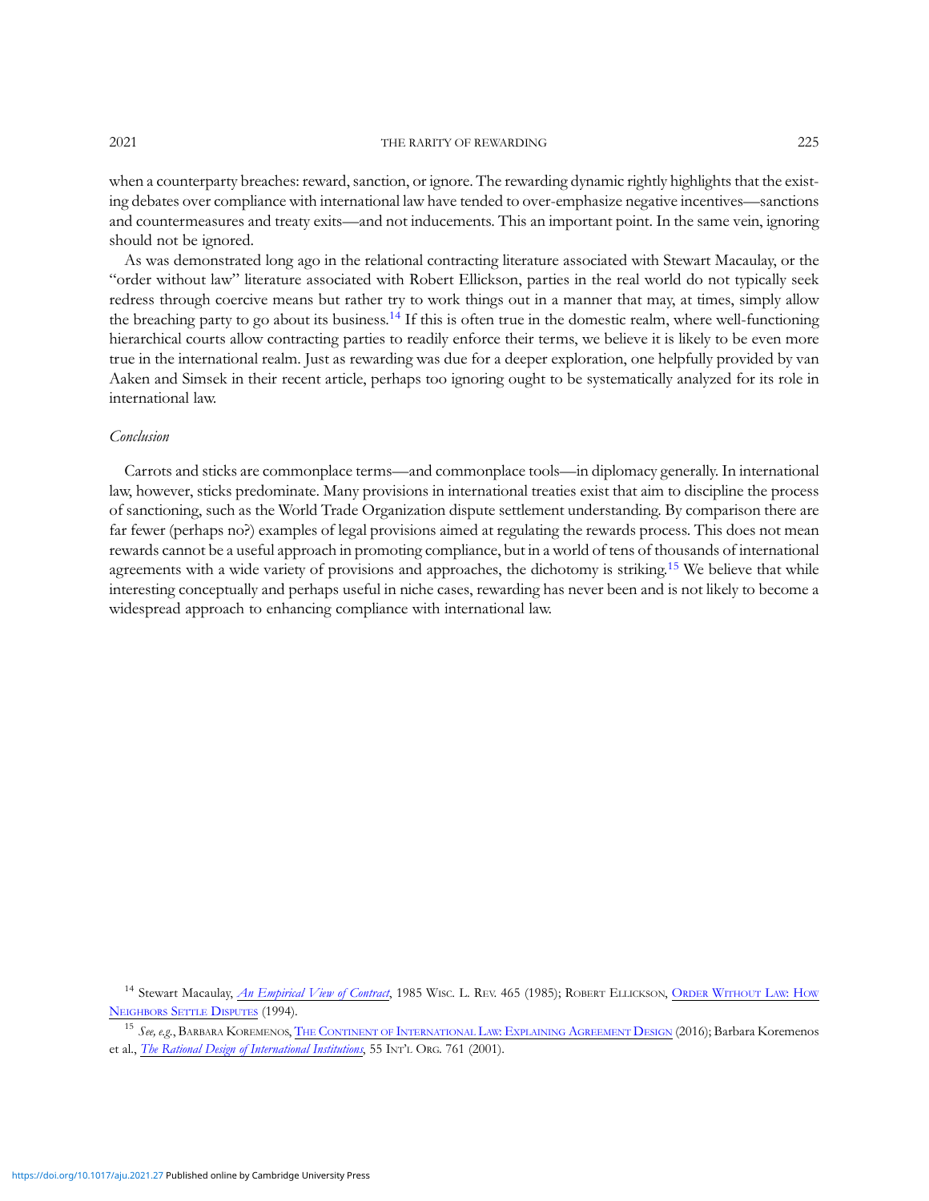when a counterparty breaches: reward, sanction, or ignore. The rewarding dynamic rightly highlights that the existing debates over compliance with international law have tended to over-emphasize negative incentives—sanctions and countermeasures and treaty exits—and not inducements. This an important point. In the same vein, ignoring should not be ignored.

As was demonstrated long ago in the relational contracting literature associated with Stewart Macaulay, or the "order without law" literature associated with Robert Ellickson, parties in the real world do not typically seek redress through coercive means but rather try to work things out in a manner that may, at times, simply allow the breaching party to go about its business.[14] If this is often true in the domestic realm, where well-functioning hierarchical courts allow contracting parties to readily enforce their terms, we believe it is likely to be even more true in the international realm. Just as rewarding was due for a deeper exploration, one helpfully provided by van Aaken and Simsek in their recent article, perhaps too ignoring ought to be systematically analyzed for its role in international law.

### *Conclusion*

Carrots and sticks are commonplace terms—and commonplace tools—in diplomacy generally. In international law, however, sticks predominate. Many provisions in international treaties exist that aim to discipline the process of sanctioning, such as the World Trade Organization dispute settlement understanding. By comparison there are far fewer (perhaps no?) examples of legal provisions aimed at regulating the rewards process. This does not mean rewards cannot be a useful approach in promoting compliance, but in a world of tens of thousands of international agreements with a wide variety of provisions and approaches, the dichotomy is striking.[15] We believe that while interesting conceptually and perhaps useful in niche cases, rewarding has never been and is not likely to become a widespread approach to enhancing compliance with international law.

---

[14] Stewart Macaulay, *An Empirical View of Contract*, 1985 Wisc. L. Rev. 465 (1985); Robert Ellickson, Order Without Law: How Neighbors Settle Disputes (1994).

[15] *See, e.g.*, Barbara Koremenos, The Continent of International Law: Explaining Agreement Design (2016); Barbara Koremenos et al., *The Rational Design of International Institutions*, 55 Int'l Org. 761 (2001).